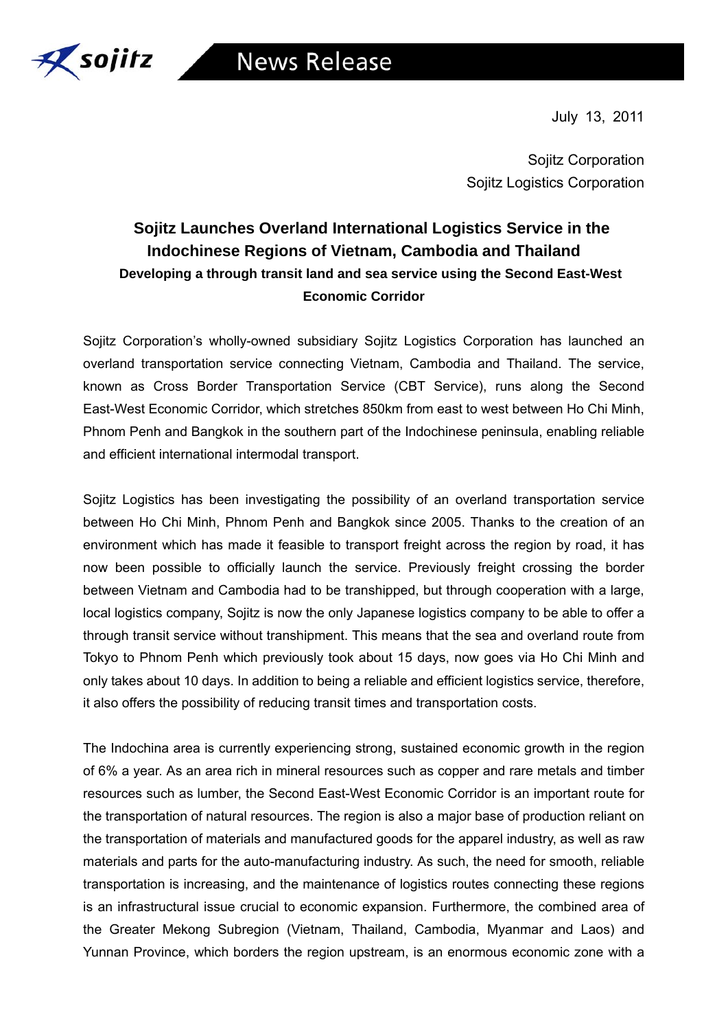July 13, 2011

Sojitz Corporation
Sojitz Logistics Corporation

# Sojitz Launches Overland International Logistics Service in the Indochinese Regions of Vietnam, Cambodia and Thailand

### Developing a through transit land and sea service using the Second East-West Economic Corridor

Sojitz Corporation's wholly-owned subsidiary Sojitz Logistics Corporation has launched an overland transportation service connecting Vietnam, Cambodia and Thailand. The service, known as Cross Border Transportation Service (CBT Service), runs along the Second East-West Economic Corridor, which stretches 850km from east to west between Ho Chi Minh, Phnom Penh and Bangkok in the southern part of the Indochinese peninsula, enabling reliable and efficient international intermodal transport.

Sojitz Logistics has been investigating the possibility of an overland transportation service between Ho Chi Minh, Phnom Penh and Bangkok since 2005. Thanks to the creation of an environment which has made it feasible to transport freight across the region by road, it has now been possible to officially launch the service. Previously freight crossing the border between Vietnam and Cambodia had to be transhipped, but through cooperation with a large, local logistics company, Sojitz is now the only Japanese logistics company to be able to offer a through transit service without transhipment. This means that the sea and overland route from Tokyo to Phnom Penh which previously took about 15 days, now goes via Ho Chi Minh and only takes about 10 days. In addition to being a reliable and efficient logistics service, therefore, it also offers the possibility of reducing transit times and transportation costs.

The Indochina area is currently experiencing strong, sustained economic growth in the region of 6% a year. As an area rich in mineral resources such as copper and rare metals and timber resources such as lumber, the Second East-West Economic Corridor is an important route for the transportation of natural resources. The region is also a major base of production reliant on the transportation of materials and manufactured goods for the apparel industry, as well as raw materials and parts for the auto-manufacturing industry. As such, the need for smooth, reliable transportation is increasing, and the maintenance of logistics routes connecting these regions is an infrastructural issue crucial to economic expansion. Furthermore, the combined area of the Greater Mekong Subregion (Vietnam, Thailand, Cambodia, Myanmar and Laos) and Yunnan Province, which borders the region upstream, is an enormous economic zone with a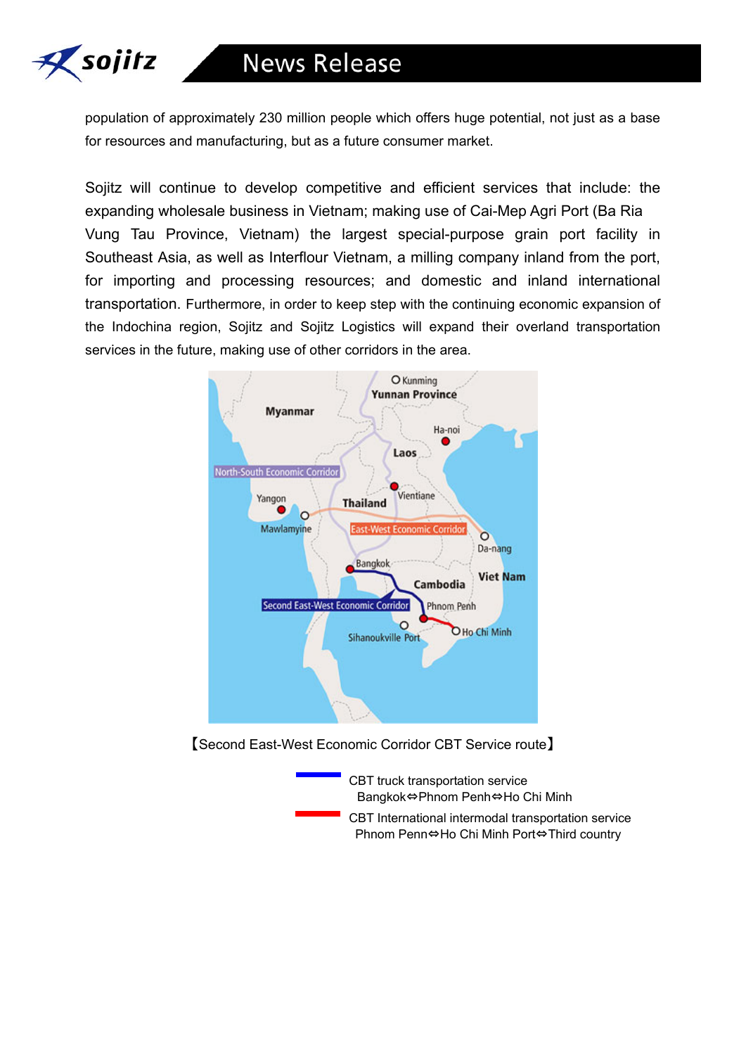population of approximately 230 million people which offers huge potential, not just as a base for resources and manufacturing, but as a future consumer market.

Sojitz will continue to develop competitive and efficient services that include: the expanding wholesale business in Vietnam; making use of Cai-Mep Agri Port (Ba Ria Vung Tau Province, Vietnam) the largest special-purpose grain port facility in Southeast Asia, as well as Interflour Vietnam, a milling company inland from the port, for importing and processing resources; and domestic and inland international transportation. Furthermore, in order to keep step with the continuing economic expansion of the Indochina region, Sojitz and Sojitz Logistics will expand their overland transportation services in the future, making use of other corridors in the area.

【Second East-West Economic Corridor CBT Service route】

CBT truck transportation service
Bangkok⇔Phnom Penh⇔Ho Chi Minh

CBT International intermodal transportation service
Phnom Penn⇔Ho Chi Minh Port⇔Third country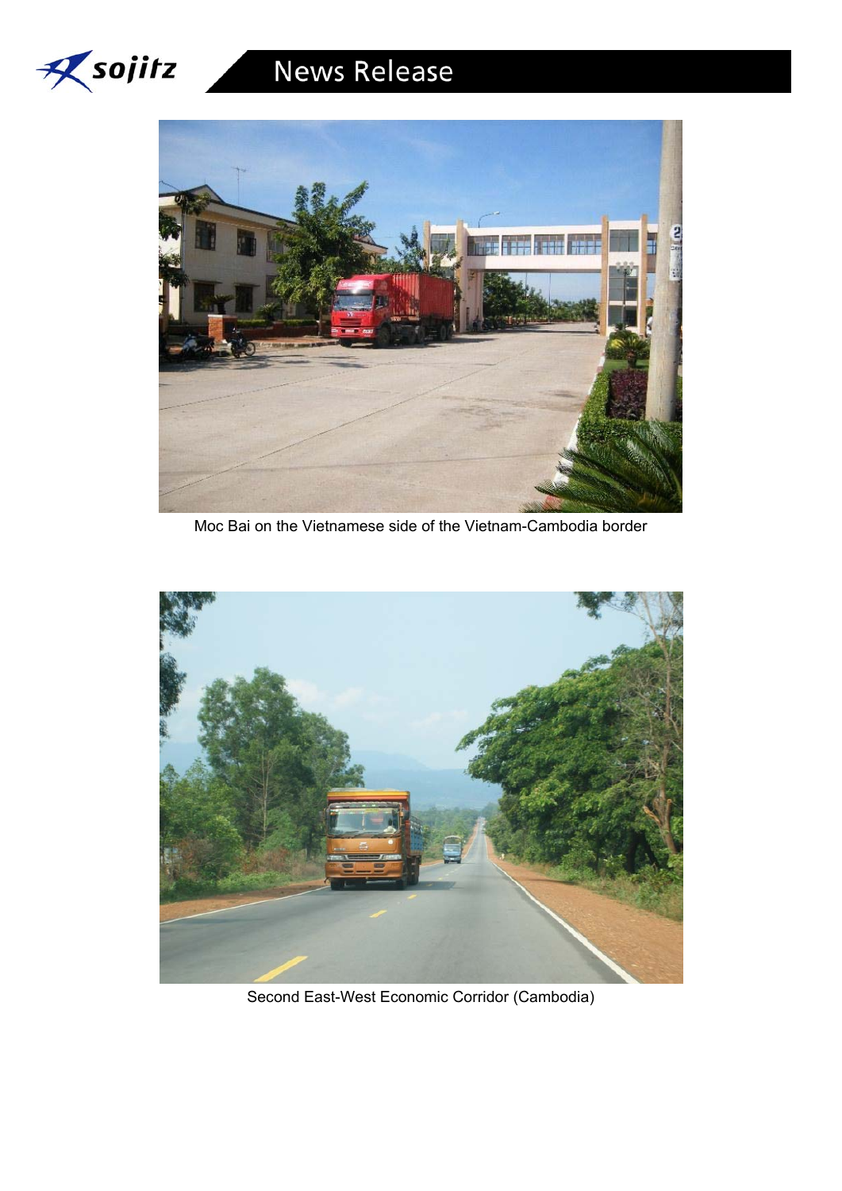Moc Bai on the Vietnamese side of the Vietnam-Cambodia border

Second East-West Economic Corridor (Cambodia)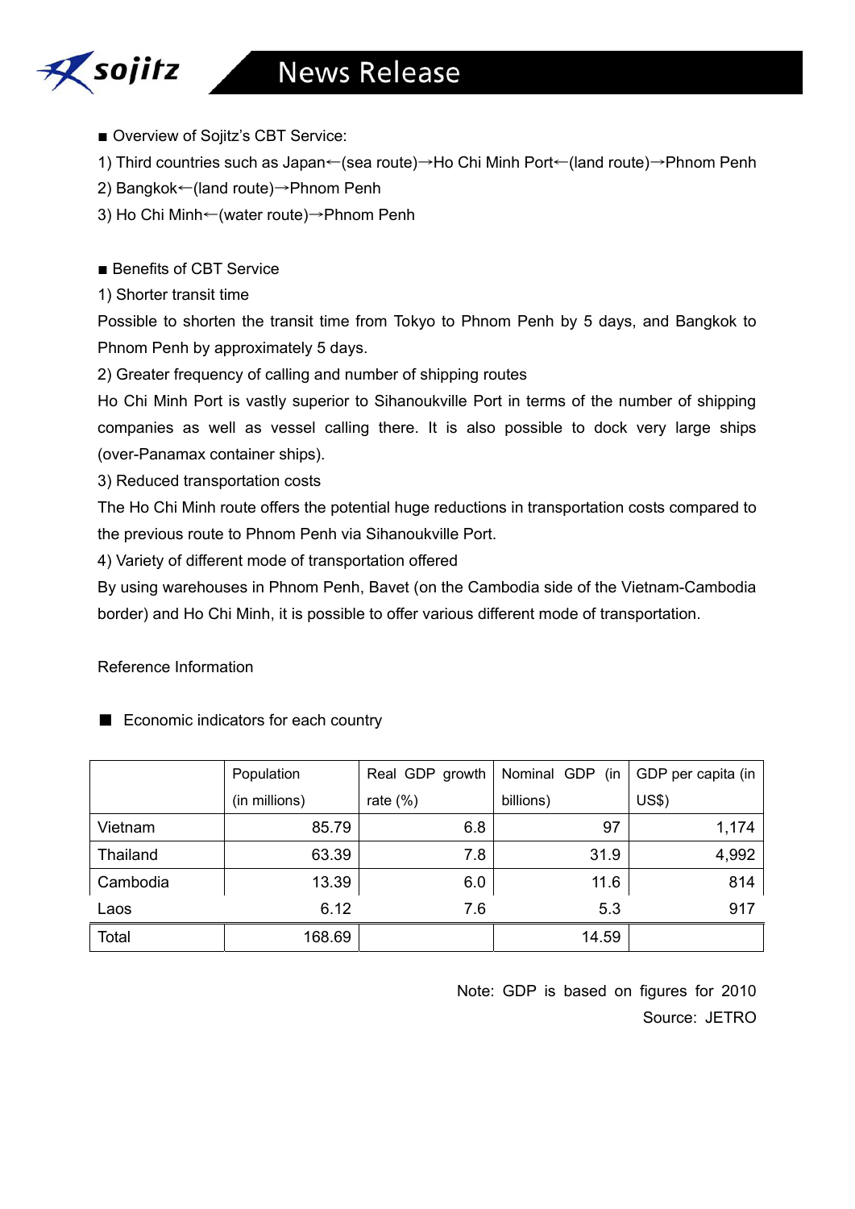■ Overview of Sojitz's CBT Service:

1) Third countries such as Japan←(sea route)→Ho Chi Minh Port←(land route)→Phnom Penh
2) Bangkok←(land route)→Phnom Penh
3) Ho Chi Minh←(water route)→Phnom Penh

■ Benefits of CBT Service

1) Shorter transit time

Possible to shorten the transit time from Tokyo to Phnom Penh by 5 days, and Bangkok to Phnom Penh by approximately 5 days.

2) Greater frequency of calling and number of shipping routes

Ho Chi Minh Port is vastly superior to Sihanoukville Port in terms of the number of shipping companies as well as vessel calling there. It is also possible to dock very large ships (over-Panamax container ships).

3) Reduced transportation costs

The Ho Chi Minh route offers the potential huge reductions in transportation costs compared to the previous route to Phnom Penh via Sihanoukville Port.

4) Variety of different mode of transportation offered

By using warehouses in Phnom Penh, Bavet (on the Cambodia side of the Vietnam-Cambodia border) and Ho Chi Minh, it is possible to offer various different mode of transportation.

Reference Information

■ Economic indicators for each country

| | Population (in millions) | Real GDP growth rate (%) | Nominal GDP (in billions) | GDP per capita (in US$) |
|---|---|---|---|---|
| Vietnam | 85.79 | 6.8 | 97 | 1,174 |
| Thailand | 63.39 | 7.8 | 31.9 | 4,992 |
| Cambodia | 13.39 | 6.0 | 11.6 | 814 |
| Laos | 6.12 | 7.6 | 5.3 | 917 |
| Total | 168.69 | | 14.59 | |

Note: GDP is based on figures for 2010

Source: JETRO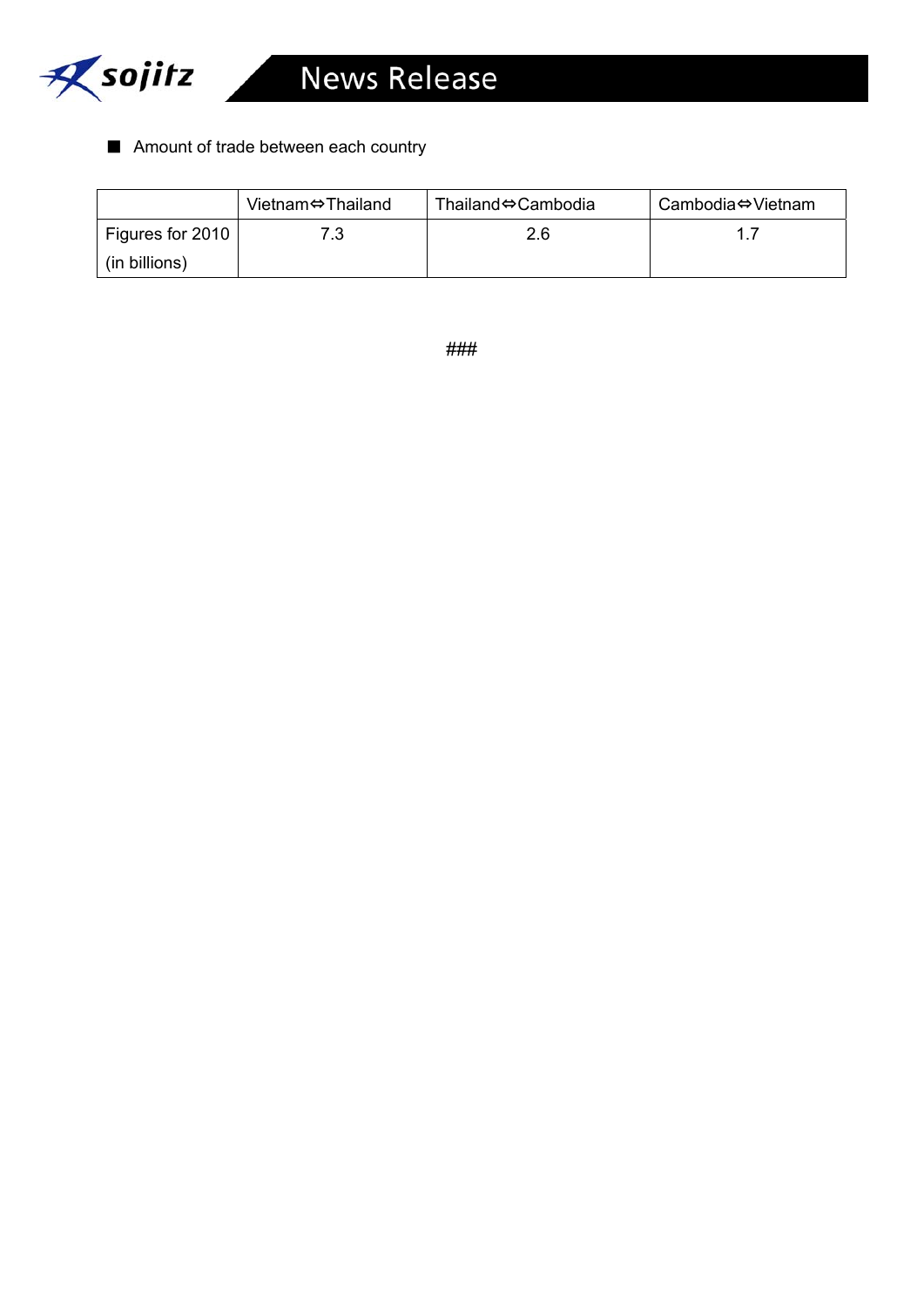■ Amount of trade between each country

| | Vietnam⇔Thailand | Thailand⇔Cambodia | Cambodia⇔Vietnam |
|---|---|---|---|
| Figures for 2010 (in billions) | 7.3 | 2.6 | 1.7 |

###